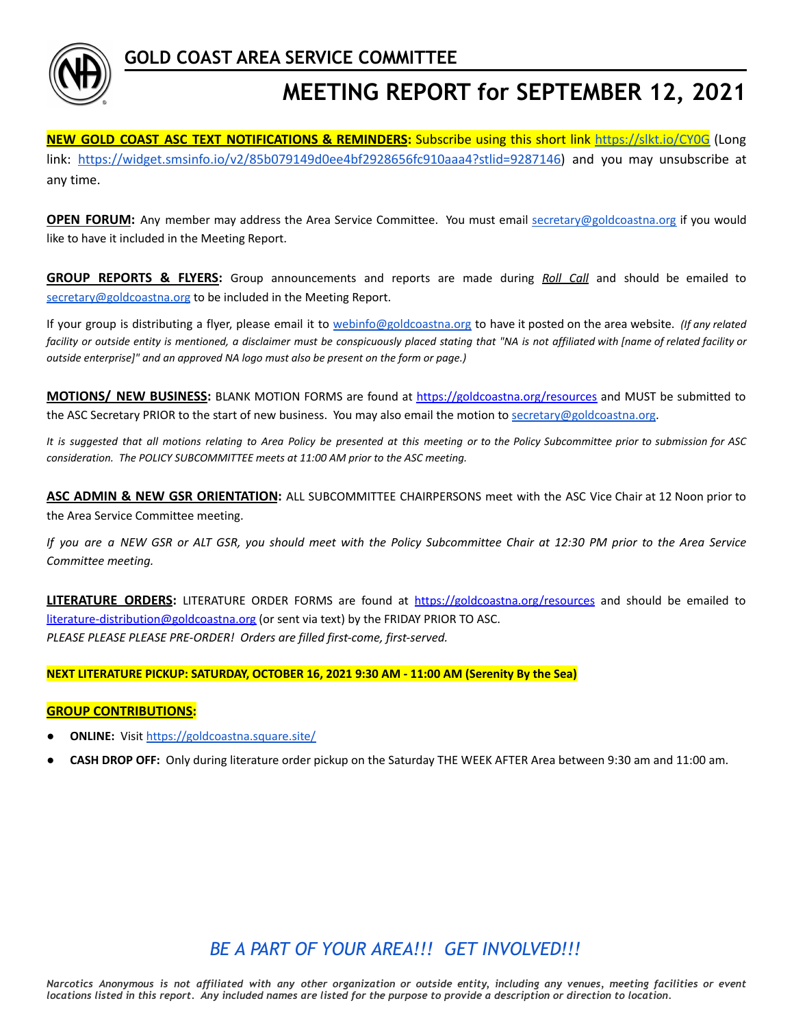## GOLD COAST AREA SERVICE COMMITTEE

# MEETING REPORT for SEPTEMBER 12, 2021

**NEW GOLD COAST ASC TEXT NOTIFICATIONS & REMINDERS:** Subscribe using this short link https://slkt.io/CY0G (Long link: https://widget.smsinfo.io/v2/85b079149d0ee4bf2928656fc910aaa4?stlid=9287146) and you may unsubscribe at any time.

**OPEN FORUM:** Any member may address the Area Service Committee. You must email secretary@goldcoastna.org if you would like to have it included in the Meeting Report.

**GROUP REPORTS & FLYERS:** Group announcements and reports are made during ***Roll Call*** and should be emailed to secretary@goldcoastna.org to be included in the Meeting Report.

If your group is distributing a flyer, please email it to webinfo@goldcoastna.org to have it posted on the area website. *(If any related facility or outside entity is mentioned, a disclaimer must be conspicuously placed stating that "NA is not affiliated with [name of related facility or outside enterprise]" and an approved NA logo must also be present on the form or page.)*

**MOTIONS/ NEW BUSINESS:** BLANK MOTION FORMS are found at https://goldcoastna.org/resources and MUST be submitted to the ASC Secretary PRIOR to the start of new business. You may also email the motion to secretary@goldcoastna.org.

*It is suggested that all motions relating to Area Policy be presented at this meeting or to the Policy Subcommittee prior to submission for ASC consideration. The POLICY SUBCOMMITTEE meets at 11:00 AM prior to the ASC meeting.*

**ASC ADMIN & NEW GSR ORIENTATION:** ALL SUBCOMMITTEE CHAIRPERSONS meet with the ASC Vice Chair at 12 Noon prior to the Area Service Committee meeting.

*If you are a NEW GSR or ALT GSR, you should meet with the Policy Subcommittee Chair at 12:30 PM prior to the Area Service Committee meeting.*

**LITERATURE ORDERS:** LITERATURE ORDER FORMS are found at https://goldcoastna.org/resources and should be emailed to literature-distribution@goldcoastna.org (or sent via text) by the FRIDAY PRIOR TO ASC.
*PLEASE PLEASE PLEASE PRE-ORDER! Orders are filled first-come, first-served.*

**NEXT LITERATURE PICKUP: SATURDAY, OCTOBER 16, 2021 9:30 AM - 11:00 AM (Serenity By the Sea)**

**GROUP CONTRIBUTIONS:**

- **ONLINE:** Visit https://goldcoastna.square.site/
- **CASH DROP OFF:** Only during literature order pickup on the Saturday THE WEEK AFTER Area between 9:30 am and 11:00 am.

*BE A PART OF YOUR AREA!!! GET INVOLVED!!!*

***Narcotics Anonymous is not affiliated with any other organization or outside entity, including any venues, meeting facilities or event locations listed in this report. Any included names are listed for the purpose to provide a description or direction to location.***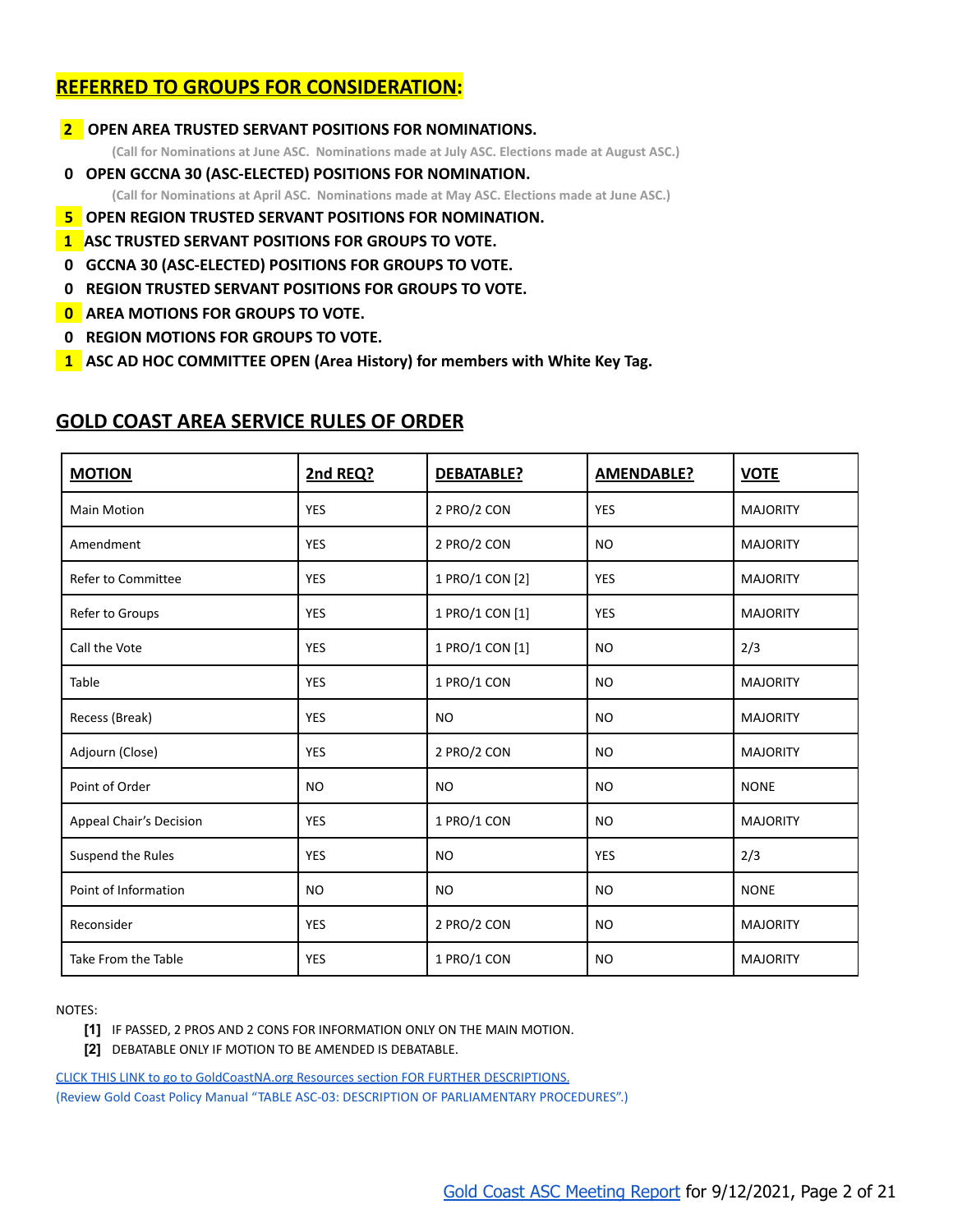## REFERRED TO GROUPS FOR CONSIDERATION:

**2 OPEN AREA TRUSTED SERVANT POSITIONS FOR NOMINATIONS.**

(Call for Nominations at June ASC. Nominations made at July ASC. Elections made at August ASC.)

**0 OPEN GCCNA 30 (ASC-ELECTED) POSITIONS FOR NOMINATION.**

(Call for Nominations at April ASC. Nominations made at May ASC. Elections made at June ASC.)

**5 OPEN REGION TRUSTED SERVANT POSITIONS FOR NOMINATION.**

**1 ASC TRUSTED SERVANT POSITIONS FOR GROUPS TO VOTE.**

**0 GCCNA 30 (ASC-ELECTED) POSITIONS FOR GROUPS TO VOTE.**

**0 REGION TRUSTED SERVANT POSITIONS FOR GROUPS TO VOTE.**

**0 AREA MOTIONS FOR GROUPS TO VOTE.**

**0 REGION MOTIONS FOR GROUPS TO VOTE.**

**1 ASC AD HOC COMMITTEE OPEN (Area History) for members with White Key Tag.**

## GOLD COAST AREA SERVICE RULES OF ORDER

| MOTION | 2nd REQ? | DEBATABLE? | AMENDABLE? | VOTE |
|---|---|---|---|---|
| Main Motion | YES | 2 PRO/2 CON | YES | MAJORITY |
| Amendment | YES | 2 PRO/2 CON | NO | MAJORITY |
| Refer to Committee | YES | 1 PRO/1 CON [2] | YES | MAJORITY |
| Refer to Groups | YES | 1 PRO/1 CON [1] | YES | MAJORITY |
| Call the Vote | YES | 1 PRO/1 CON [1] | NO | 2/3 |
| Table | YES | 1 PRO/1 CON | NO | MAJORITY |
| Recess (Break) | YES | NO | NO | MAJORITY |
| Adjourn (Close) | YES | 2 PRO/2 CON | NO | MAJORITY |
| Point of Order | NO | NO | NO | NONE |
| Appeal Chair's Decision | YES | 1 PRO/1 CON | NO | MAJORITY |
| Suspend the Rules | YES | NO | YES | 2/3 |
| Point of Information | NO | NO | NO | NONE |
| Reconsider | YES | 2 PRO/2 CON | NO | MAJORITY |
| Take From the Table | YES | 1 PRO/1 CON | NO | MAJORITY |

NOTES:

- **[1]** IF PASSED, 2 PROS AND 2 CONS FOR INFORMATION ONLY ON THE MAIN MOTION.
- **[2]** DEBATABLE ONLY IF MOTION TO BE AMENDED IS DEBATABLE.

CLICK THIS LINK to go to GoldCoastNA.org Resources section FOR FURTHER DESCRIPTIONS.
(Review Gold Coast Policy Manual "TABLE ASC-03: DESCRIPTION OF PARLIAMENTARY PROCEDURES".)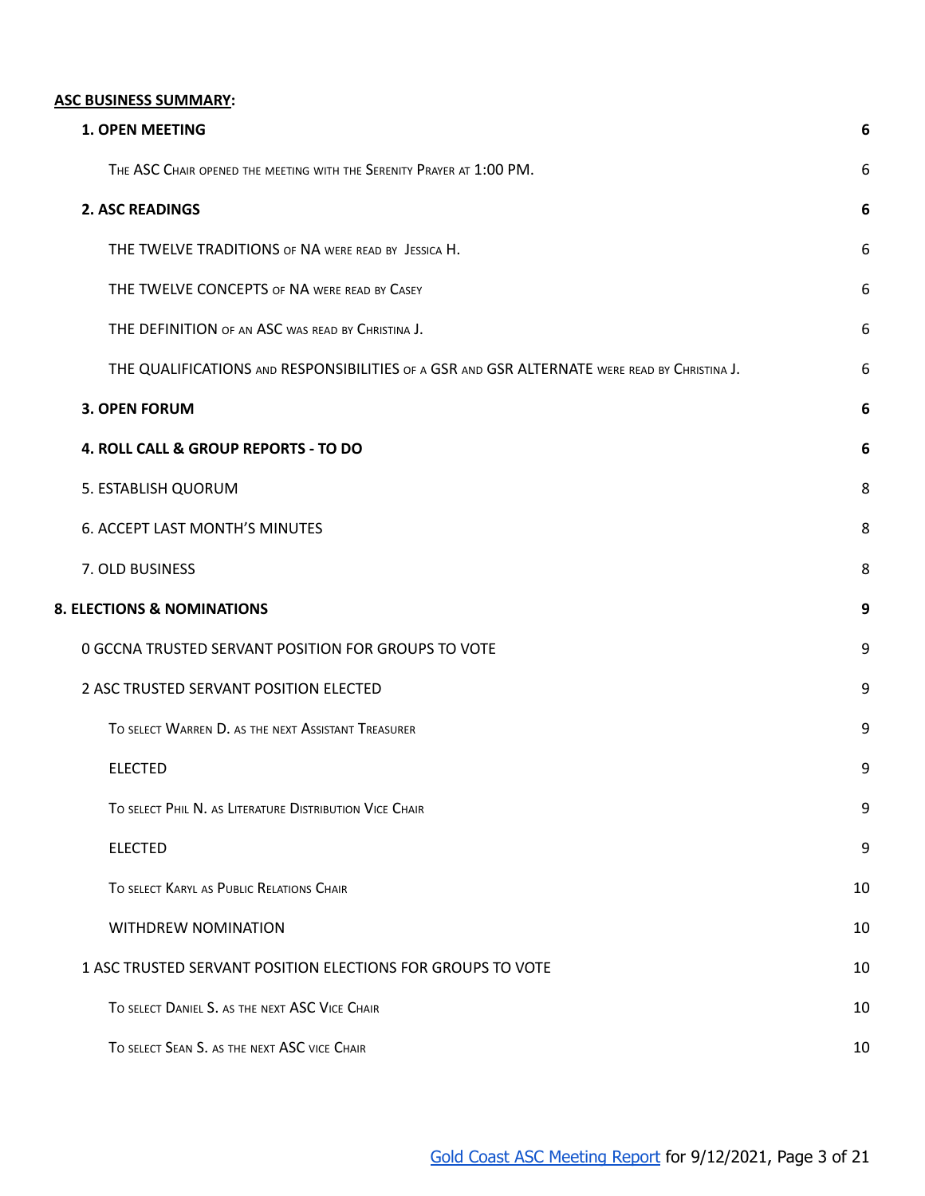**ASC BUSINESS SUMMARY:**

| | |
|---|---|
| **1. OPEN MEETING** | **6** |
| The ASC Chair opened the meeting with the Serenity Prayer at 1:00 PM. | 6 |
| **2. ASC READINGS** | **6** |
| THE TWELVE TRADITIONS of NA were read by Jessica H. | 6 |
| THE TWELVE CONCEPTS of NA were read by Casey | 6 |
| THE DEFINITION of an ASC was read by Christina J. | 6 |
| THE QUALIFICATIONS and RESPONSIBILITIES of a GSR and GSR ALTERNATE were read by Christina J. | 6 |
| **3. OPEN FORUM** | **6** |
| **4. ROLL CALL & GROUP REPORTS - TO DO** | **6** |
| 5. ESTABLISH QUORUM | 8 |
| 6. ACCEPT LAST MONTH'S MINUTES | 8 |
| 7. OLD BUSINESS | 8 |
| **8. ELECTIONS & NOMINATIONS** | **9** |
| 0 GCCNA TRUSTED SERVANT POSITION FOR GROUPS TO VOTE | 9 |
| 2 ASC TRUSTED SERVANT POSITION ELECTED | 9 |
| To select Warren D. as the next Assistant Treasurer | 9 |
| ELECTED | 9 |
| To select Phil N. as Literature Distribution Vice Chair | 9 |
| ELECTED | 9 |
| To select Karyl as Public Relations Chair | 10 |
| WITHDREW NOMINATION | 10 |
| 1 ASC TRUSTED SERVANT POSITION ELECTIONS FOR GROUPS TO VOTE | 10 |
| To select Daniel S. as the next ASC Vice Chair | 10 |
| To select Sean S. as the next ASC vice Chair | 10 |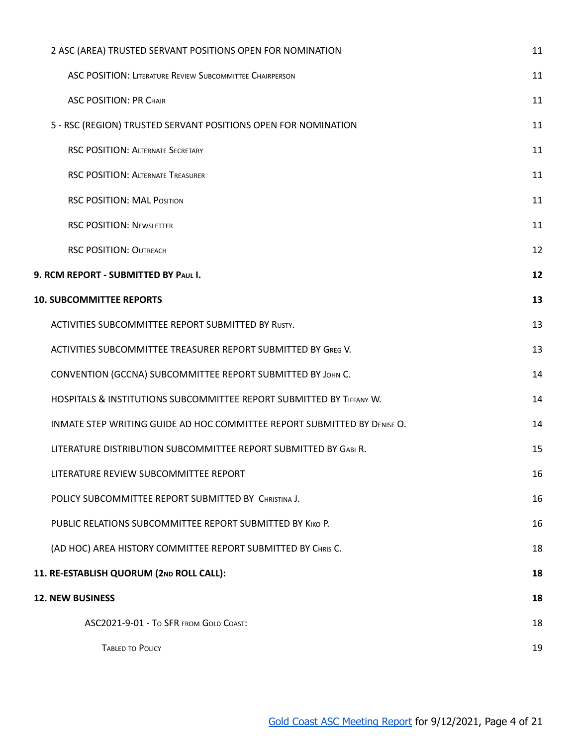2 ASC (AREA) TRUSTED SERVANT POSITIONS OPEN FOR NOMINATION 11

ASC POSITION: LITERATURE REVIEW SUBCOMMITTEE CHAIRPERSON 11

ASC POSITION: PR CHAIR 11

5 - RSC (REGION) TRUSTED SERVANT POSITIONS OPEN FOR NOMINATION 11

RSC POSITION: ALTERNATE SECRETARY 11

RSC POSITION: ALTERNATE TREASURER 11

RSC POSITION: MAL POSITION 11

RSC POSITION: NEWSLETTER 11

RSC POSITION: OUTREACH 12

**9. RCM REPORT - SUBMITTED BY PAUL I. 12**

**10. SUBCOMMITTEE REPORTS 13**

ACTIVITIES SUBCOMMITTEE REPORT SUBMITTED BY RUSTY. 13

ACTIVITIES SUBCOMMITTEE TREASURER REPORT SUBMITTED BY GREG V. 13

CONVENTION (GCCNA) SUBCOMMITTEE REPORT SUBMITTED BY JOHN C. 14

HOSPITALS & INSTITUTIONS SUBCOMMITTEE REPORT SUBMITTED BY TIFFANY W. 14

INMATE STEP WRITING GUIDE AD HOC COMMITTEE REPORT SUBMITTED BY DENISE O. 14

LITERATURE DISTRIBUTION SUBCOMMITTEE REPORT SUBMITTED BY GABI R. 15

LITERATURE REVIEW SUBCOMMITTEE REPORT 16

POLICY SUBCOMMITTEE REPORT SUBMITTED BY CHRISTINA J. 16

PUBLIC RELATIONS SUBCOMMITTEE REPORT SUBMITTED BY KIKO P. 16

(AD HOC) AREA HISTORY COMMITTEE REPORT SUBMITTED BY CHRIS C. 18

**11. RE-ESTABLISH QUORUM (2ND ROLL CALL): 18**

**12. NEW BUSINESS 18**

ASC2021-9-01 - TO SFR FROM GOLD COAST: 18

TABLED TO POLICY 19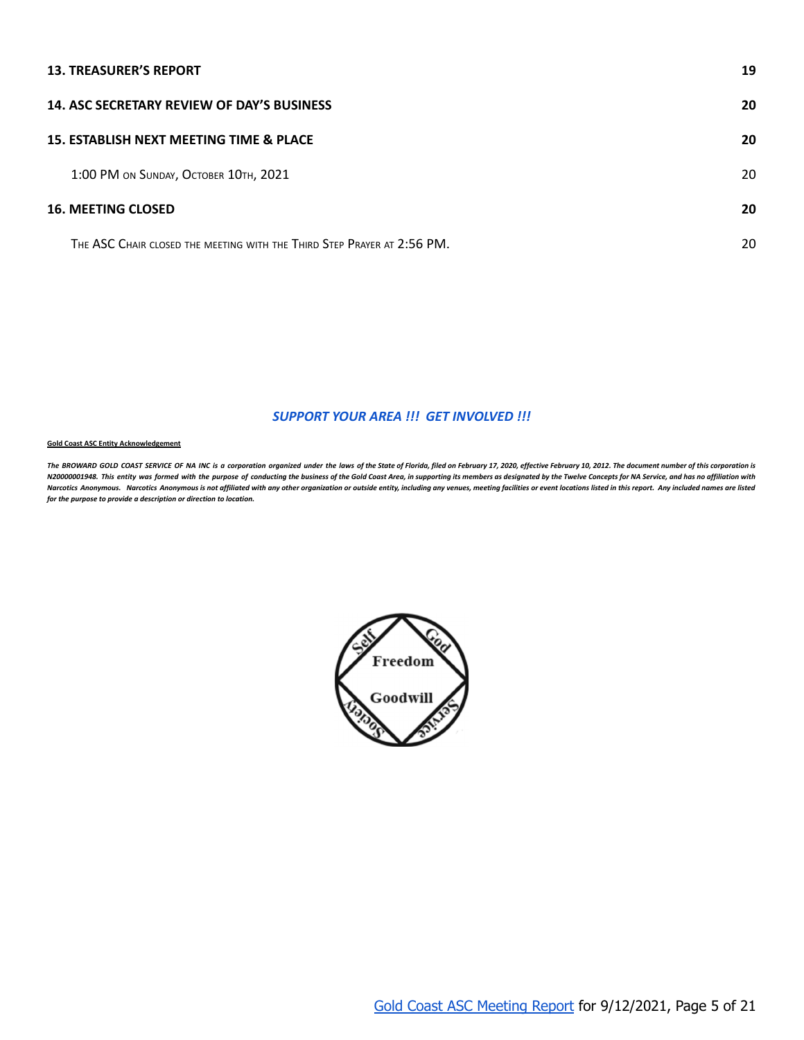**13. TREASURER'S REPORT** 19

**14. ASC SECRETARY REVIEW OF DAY'S BUSINESS** 20

**15. ESTABLISH NEXT MEETING TIME & PLACE** 20

1:00 PM on Sunday, October 10th, 2021 20

**16. MEETING CLOSED** 20

The ASC Chair closed the meeting with the Third Step Prayer at 2:56 PM. 20

***SUPPORT YOUR AREA !!! GET INVOLVED !!!***

**Gold Coast ASC Entity Acknowledgement**

***The BROWARD GOLD COAST SERVICE OF NA INC is a corporation organized under the laws of the State of Florida, filed on February 17, 2020, effective February 10, 2012. The document number of this corporation is N20000001948. This entity was formed with the purpose of conducting the business of the Gold Coast Area, in supporting its members as designated by the Twelve Concepts for NA Service, and has no affiliation with Narcotics Anonymous. Narcotics Anonymous is not affiliated with any other organization or outside entity, including any venues, meeting facilities or event locations listed in this report. Any included names are listed for the purpose to provide a description or direction to location.***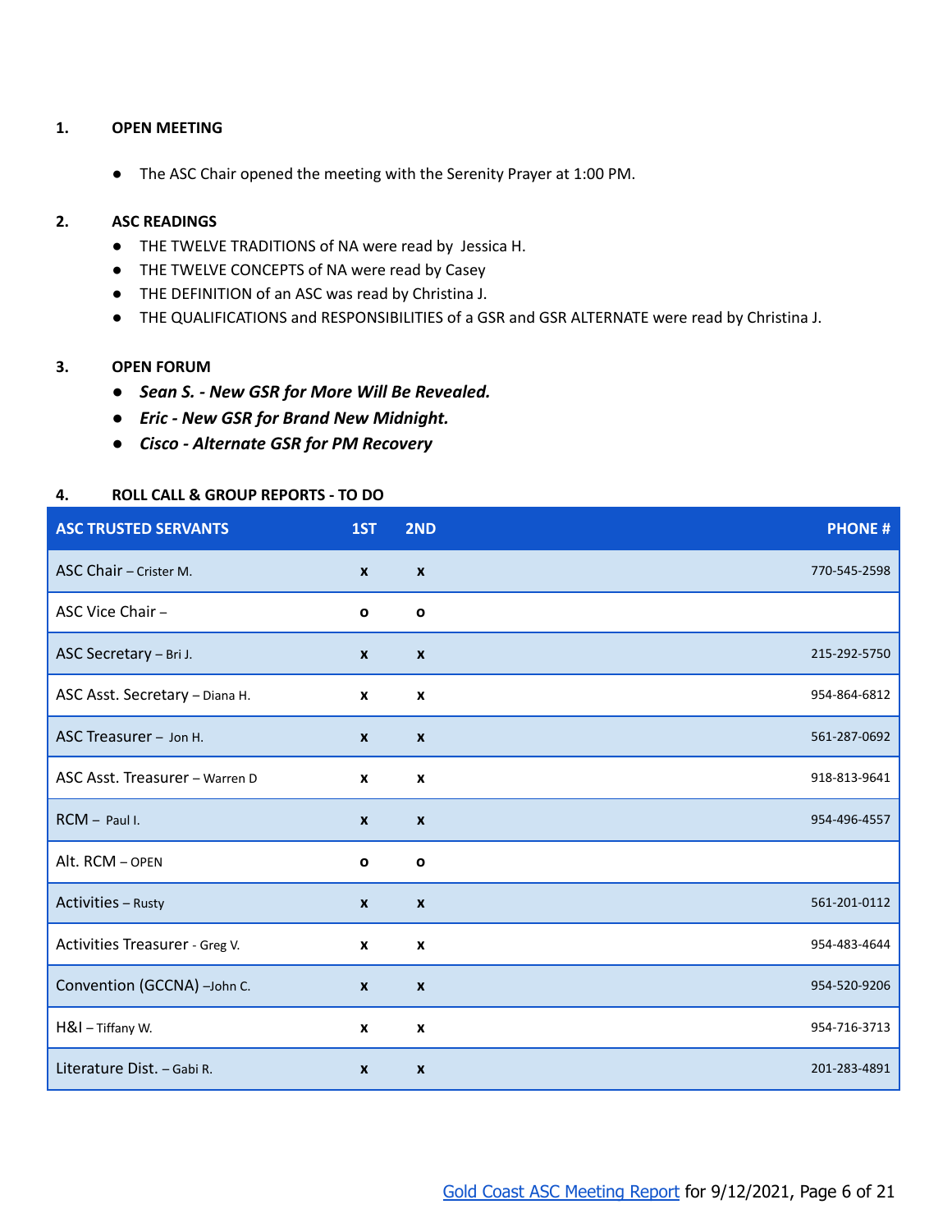1. **OPEN MEETING**

- The ASC Chair opened the meeting with the Serenity Prayer at 1:00 PM.

2. **ASC READINGS**

- THE TWELVE TRADITIONS of NA were read by Jessica H.
- THE TWELVE CONCEPTS of NA were read by Casey
- THE DEFINITION of an ASC was read by Christina J.
- THE QUALIFICATIONS and RESPONSIBILITIES of a GSR and GSR ALTERNATE were read by Christina J.

3. **OPEN FORUM**

- ***Sean S. - New GSR for More Will Be Revealed.***
- ***Eric - New GSR for Brand New Midnight.***
- ***Cisco - Alternate GSR for PM Recovery***

4. **ROLL CALL & GROUP REPORTS - TO DO**

| ASC TRUSTED SERVANTS | 1ST | 2ND | PHONE # |
|---|---|---|---|
| ASC Chair – Crister M. | x | x | 770-545-2598 |
| ASC Vice Chair – | o | o | |
| ASC Secretary – Bri J. | x | x | 215-292-5750 |
| ASC Asst. Secretary – Diana H. | x | x | 954-864-6812 |
| ASC Treasurer – Jon H. | x | x | 561-287-0692 |
| ASC Asst. Treasurer – Warren D | x | x | 918-813-9641 |
| RCM – Paul I. | x | x | 954-496-4557 |
| Alt. RCM – OPEN | o | o | |
| Activities – Rusty | x | x | 561-201-0112 |
| Activities Treasurer - Greg V. | x | x | 954-483-4644 |
| Convention (GCCNA) –John C. | x | x | 954-520-9206 |
| H&I – Tiffany W. | x | x | 954-716-3713 |
| Literature Dist. – Gabi R. | x | x | 201-283-4891 |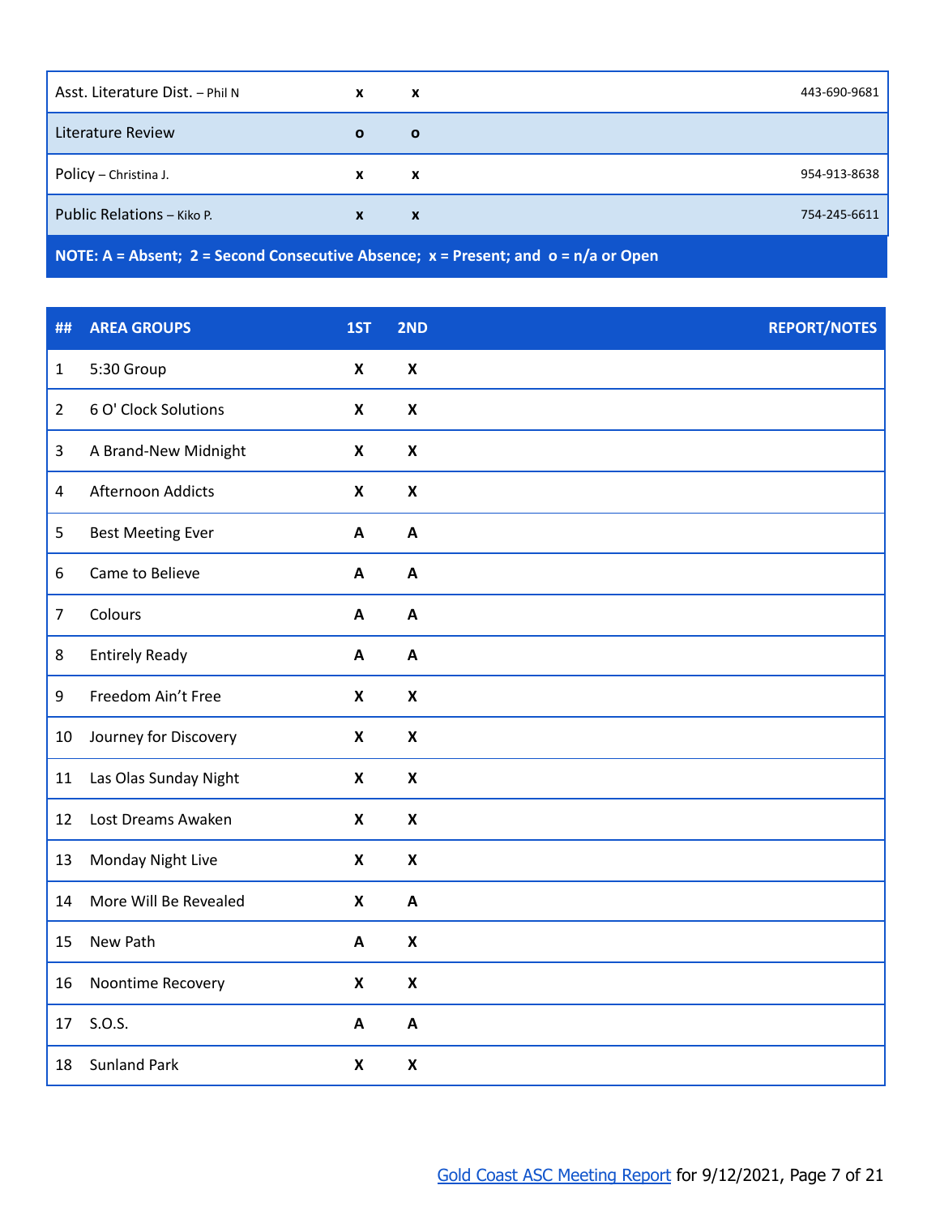| | | | |
|---|---|---|---|
| Asst. Literature Dist. – Phil N | x | x | 443-690-9681 |
| Literature Review | o | o | |
| Policy – Christina J. | x | x | 954-913-8638 |
| Public Relations – Kiko P. | x | x | 754-245-6611 |

**NOTE: A = Absent; 2 = Second Consecutive Absence; x = Present; and o = n/a or Open**

| ## | AREA GROUPS | 1ST | 2ND | REPORT/NOTES |
|---|---|---|---|---|
| 1 | 5:30 Group | X | X | |
| 2 | 6 O' Clock Solutions | X | X | |
| 3 | A Brand-New Midnight | X | X | |
| 4 | Afternoon Addicts | X | X | |
| 5 | Best Meeting Ever | A | A | |
| 6 | Came to Believe | A | A | |
| 7 | Colours | A | A | |
| 8 | Entirely Ready | A | A | |
| 9 | Freedom Ain't Free | X | X | |
| 10 | Journey for Discovery | X | X | |
| 11 | Las Olas Sunday Night | X | X | |
| 12 | Lost Dreams Awaken | X | X | |
| 13 | Monday Night Live | X | X | |
| 14 | More Will Be Revealed | X | A | |
| 15 | New Path | A | X | |
| 16 | Noontime Recovery | X | X | |
| 17 | S.O.S. | A | A | |
| 18 | Sunland Park | X | X | |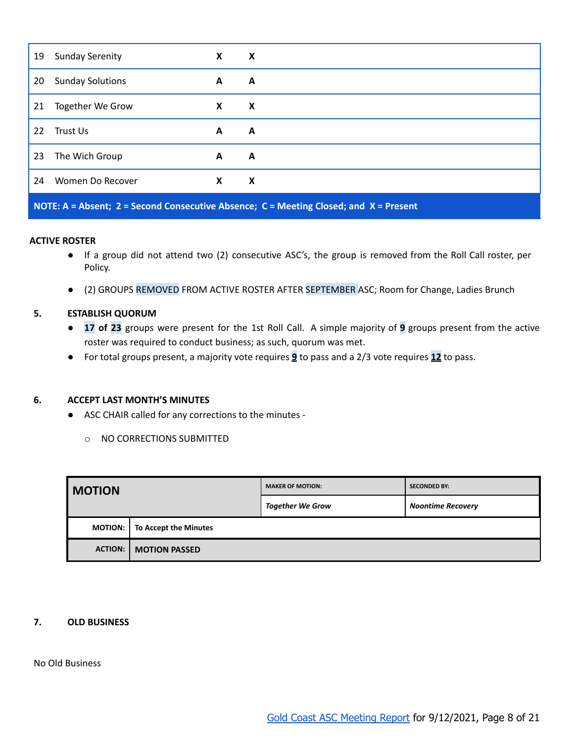| | | | |
|---|---|---|---|
| 19 | Sunday Serenity | **X** | **X** |
| 20 | Sunday Solutions | **A** | **A** |
| 21 | Together We Grow | **X** | **X** |
| 22 | Trust Us | **A** | **A** |
| 23 | The Wich Group | **A** | **A** |
| 24 | Women Do Recover | **X** | **X** |
| **NOTE: A = Absent; 2 = Second Consecutive Absence; C = Meeting Closed; and X = Present** | | | |

**ACTIVE ROSTER**

- If a group did not attend two (2) consecutive ASC's, the group is removed from the Roll Call roster, per Policy.
- (2) GROUPS REMOVED FROM ACTIVE ROSTER AFTER SEPTEMBER ASC; Room for Change, Ladies Brunch

**5. ESTABLISH QUORUM**

- **17 of 23** groups were present for the 1st Roll Call. A simple majority of **9** groups present from the active roster was required to conduct business; as such, quorum was met.
- For total groups present, a majority vote requires **9** to pass and a 2/3 vote requires **12** to pass.

**6. ACCEPT LAST MONTH'S MINUTES**

- ASC CHAIR called for any corrections to the minutes -
  - NO CORRECTIONS SUBMITTED

| **MOTION** | | **MAKER OF MOTION:** | **SECONDED BY:** |
|---|---|---|---|
| | | ***Together We Grow*** | ***Noontime Recovery*** |
| **MOTION:** | **To Accept the Minutes** | | |
| **ACTION:** | **MOTION PASSED** | | |

**7. OLD BUSINESS**

No Old Business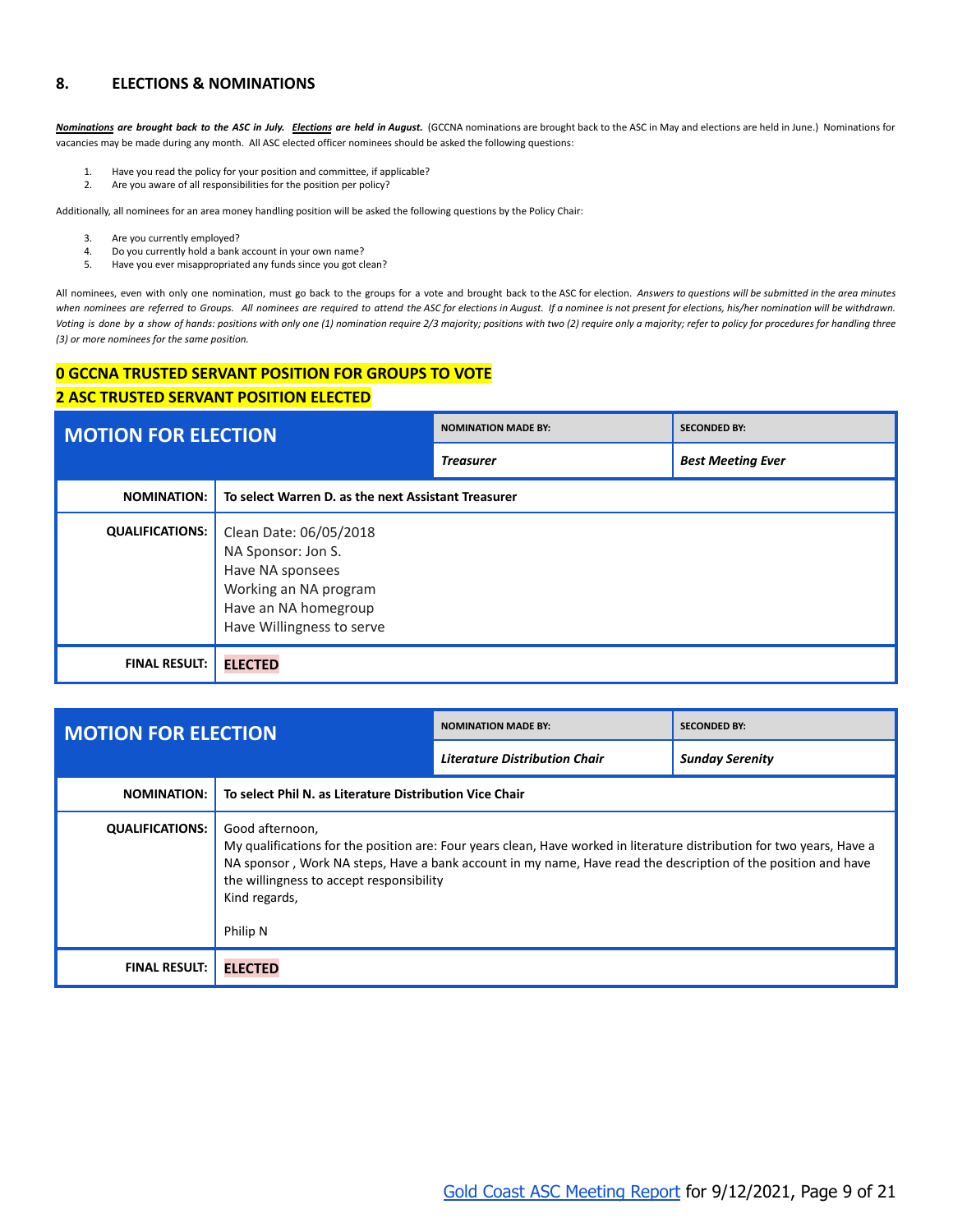## 8. ELECTIONS & NOMINATIONS

***Nominations** are brought back to the ASC in July.* ***Elections** are held in August.* (GCCNA nominations are brought back to the ASC in May and elections are held in June.) Nominations for vacancies may be made during any month. All ASC elected officer nominees should be asked the following questions:

1. Have you read the policy for your position and committee, if applicable?
2. Are you aware of all responsibilities for the position per policy?

Additionally, all nominees for an area money handling position will be asked the following questions by the Policy Chair:

3. Are you currently employed?
4. Do you currently hold a bank account in your own name?
5. Have you ever misappropriated any funds since you got clean?

All nominees, even with only one nomination, must go back to the groups for a vote and brought back to the ASC for election. *Answers to questions will be submitted in the area minutes when nominees are referred to Groups. All nominees are required to attend the ASC for elections in August. If a nominee is not present for elections, his/her nomination will be withdrawn. Voting is done by a show of hands: positions with only one (1) nomination require 2/3 majority; positions with two (2) require only a majority; refer to policy for procedures for handling three (3) or more nominees for the same position.*

**0 GCCNA TRUSTED SERVANT POSITION FOR GROUPS TO VOTE**

**2 ASC TRUSTED SERVANT POSITION ELECTED**

| MOTION FOR ELECTION | NOMINATION MADE BY: | SECONDED BY: |
|---|---|---|
| | ***Treasurer*** | ***Best Meeting Ever*** |
| **NOMINATION:** | **To select Warren D. as the next Assistant Treasurer** | |
| **QUALIFICATIONS:** | Clean Date: 06/05/2018<br>NA Sponsor: Jon S.<br>Have NA sponsees<br>Working an NA program<br>Have an NA homegroup<br>Have Willingness to serve | |
| **FINAL RESULT:** | **ELECTED** | |

| MOTION FOR ELECTION | NOMINATION MADE BY: | SECONDED BY: |
|---|---|---|
| | ***Literature Distribution Chair*** | ***Sunday Serenity*** |
| **NOMINATION:** | **To select Phil N. as Literature Distribution Vice Chair** | |
| **QUALIFICATIONS:** | Good afternoon,<br>My qualifications for the position are: Four years clean, Have worked in literature distribution for two years, Have a NA sponsor , Work NA steps, Have a bank account in my name, Have read the description of the position and have the willingness to accept responsibility<br>Kind regards,<br><br>Philip N | |
| **FINAL RESULT:** | **ELECTED** | |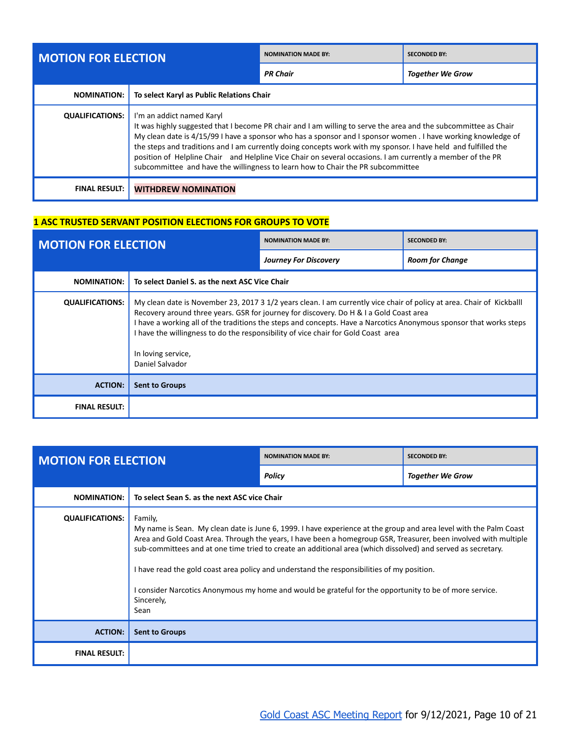| MOTION FOR ELECTION | NOMINATION MADE BY: | SECONDED BY: |
|---|---|---|
| | *PR Chair* | *Together We Grow* |
| **NOMINATION:** | **To select Karyl as Public Relations Chair** | |
| **QUALIFICATIONS:** | I'm an addict named Karyl<br>It was highly suggested that I become PR chair and I am willing to serve the area and the subcommittee as Chair<br>My clean date is 4/15/99 I have a sponsor who has a sponsor and I sponsor women . I have working knowledge of the steps and traditions and I am currently doing concepts work with my sponsor. I have held and fulfilled the position of Helpline Chair and Helpline Vice Chair on several occasions. I am currently a member of the PR subcommittee and have the willingness to learn how to Chair the PR subcommittee | |
| **FINAL RESULT:** | **WITHDREW NOMINATION** | |

## 1 ASC TRUSTED SERVANT POSITION ELECTIONS FOR GROUPS TO VOTE

| MOTION FOR ELECTION | NOMINATION MADE BY: | SECONDED BY: |
|---|---|---|
| | *Journey For Discovery* | *Room for Change* |
| **NOMINATION:** | **To select Daniel S. as the next ASC Vice Chair** | |
| **QUALIFICATIONS:** | My clean date is November 23, 2017 3 1/2 years clean. I am currently vice chair of policy at area. Chair of Kickballl Recovery around three years. GSR for journey for discovery. Do H & I a Gold Coast area<br>I have a working all of the traditions the steps and concepts. Have a Narcotics Anonymous sponsor that works steps<br>I have the willingness to do the responsibility of vice chair for Gold Coast area<br><br>In loving service,<br>Daniel Salvador | |
| **ACTION:** | **Sent to Groups** | |
| **FINAL RESULT:** | | |

| MOTION FOR ELECTION | NOMINATION MADE BY: | SECONDED BY: |
|---|---|---|
| | *Policy* | *Together We Grow* |
| **NOMINATION:** | **To select Sean S. as the next ASC vice Chair** | |
| **QUALIFICATIONS:** | Family,<br>My name is Sean. My clean date is June 6, 1999. I have experience at the group and area level with the Palm Coast Area and Gold Coast Area. Through the years, I have been a homegroup GSR, Treasurer, been involved with multiple sub-committees and at one time tried to create an additional area (which dissolved) and served as secretary.<br><br>I have read the gold coast area policy and understand the responsibilities of my position.<br><br>I consider Narcotics Anonymous my home and would be grateful for the opportunity to be of more service.<br>Sincerely,<br>Sean | |
| **ACTION:** | **Sent to Groups** | |
| **FINAL RESULT:** | | |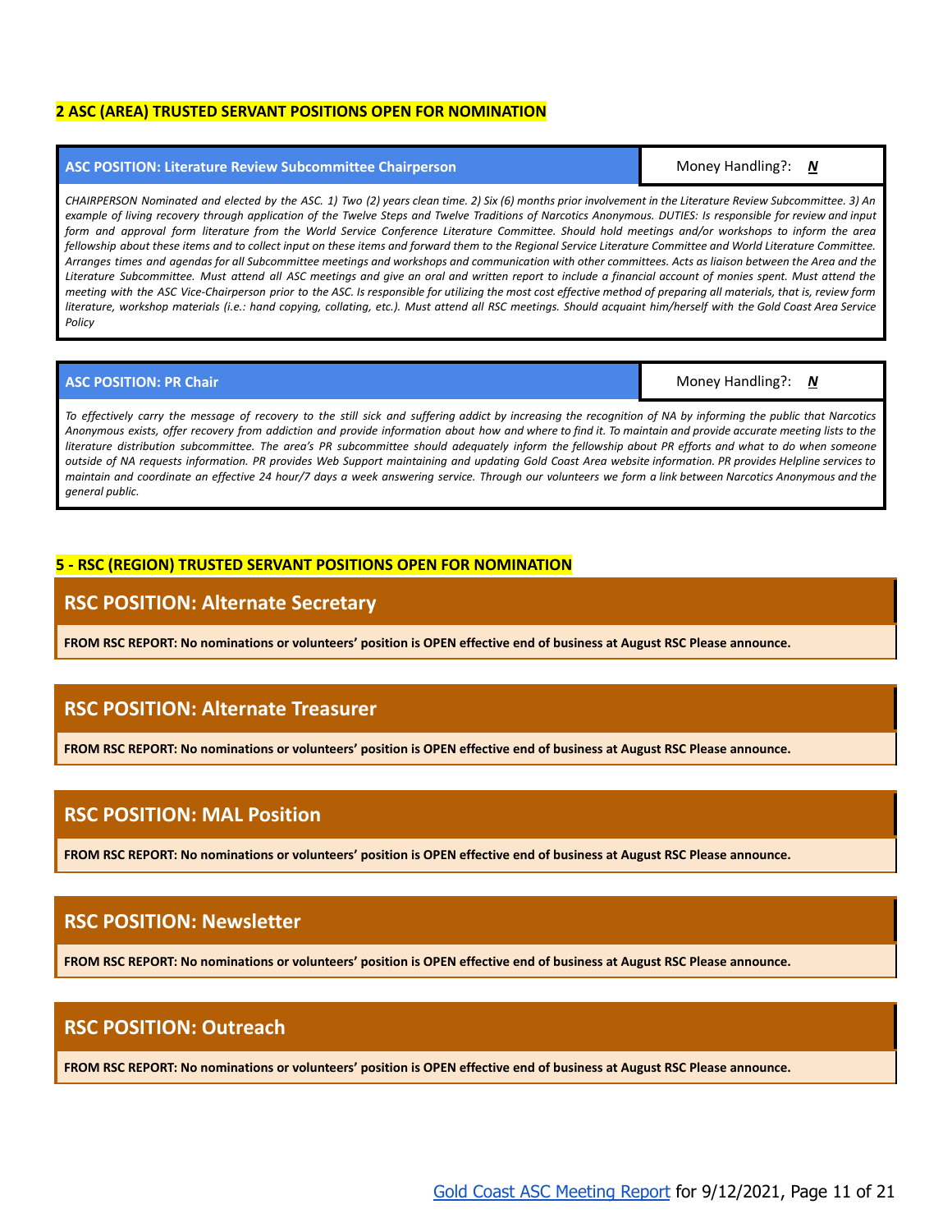**2 ASC (AREA) TRUSTED SERVANT POSITIONS OPEN FOR NOMINATION**

| **ASC POSITION: Literature Review Subcommittee Chairperson** | Money Handling?: ***N*** |
|---|---|

*CHAIRPERSON Nominated and elected by the ASC. 1) Two (2) years clean time. 2) Six (6) months prior involvement in the Literature Review Subcommittee. 3) An example of living recovery through application of the Twelve Steps and Twelve Traditions of Narcotics Anonymous. DUTIES: Is responsible for review and input form and approval form literature from the World Service Conference Literature Committee. Should hold meetings and/or workshops to inform the area fellowship about these items and to collect input on these items and forward them to the Regional Service Literature Committee and World Literature Committee. Arranges times and agendas for all Subcommittee meetings and workshops and communication with other committees. Acts as liaison between the Area and the Literature Subcommittee. Must attend all ASC meetings and give an oral and written report to include a financial account of monies spent. Must attend the meeting with the ASC Vice-Chairperson prior to the ASC. Is responsible for utilizing the most cost effective method of preparing all materials, that is, review form literature, workshop materials (i.e.: hand copying, collating, etc.). Must attend all RSC meetings. Should acquaint him/herself with the Gold Coast Area Service Policy*

| **ASC POSITION: PR Chair** | Money Handling?: ***N*** |
|---|---|

*To effectively carry the message of recovery to the still sick and suffering addict by increasing the recognition of NA by informing the public that Narcotics Anonymous exists, offer recovery from addiction and provide information about how and where to find it. To maintain and provide accurate meeting lists to the literature distribution subcommittee. The area's PR subcommittee should adequately inform the fellowship about PR efforts and what to do when someone outside of NA requests information. PR provides Web Support maintaining and updating Gold Coast Area website information. PR provides Helpline services to maintain and coordinate an effective 24 hour/7 days a week answering service. Through our volunteers we form a link between Narcotics Anonymous and the general public.*

**5 - RSC (REGION) TRUSTED SERVANT POSITIONS OPEN FOR NOMINATION**

## RSC POSITION: Alternate Secretary

**FROM RSC REPORT: No nominations or volunteers' position is OPEN effective end of business at August RSC Please announce.**

## RSC POSITION: Alternate Treasurer

**FROM RSC REPORT: No nominations or volunteers' position is OPEN effective end of business at August RSC Please announce.**

## RSC POSITION: MAL Position

**FROM RSC REPORT: No nominations or volunteers' position is OPEN effective end of business at August RSC Please announce.**

## RSC POSITION: Newsletter

**FROM RSC REPORT: No nominations or volunteers' position is OPEN effective end of business at August RSC Please announce.**

## RSC POSITION: Outreach

**FROM RSC REPORT: No nominations or volunteers' position is OPEN effective end of business at August RSC Please announce.**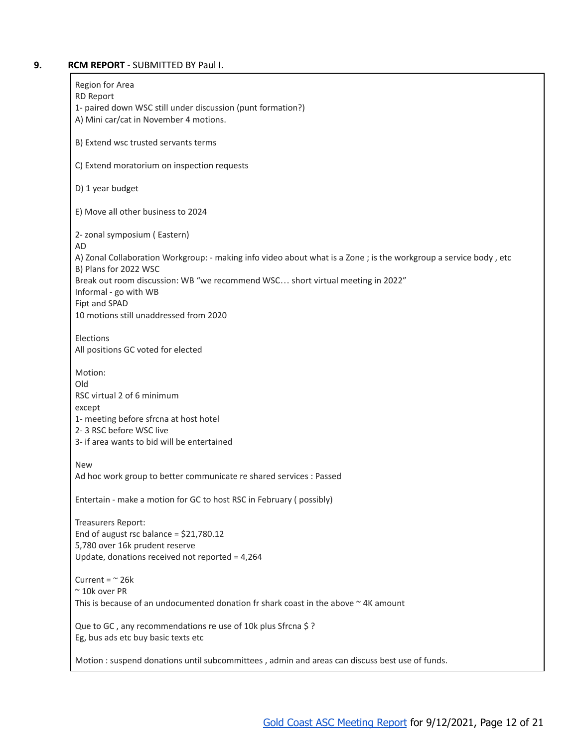## 9. **RCM REPORT** - SUBMITTED BY Paul I.

Region for Area
RD Report
1- paired down WSC still under discussion (punt formation?)
A) Mini car/cat in November 4 motions.

B) Extend wsc trusted servants terms

C) Extend moratorium on inspection requests

D) 1 year budget

E) Move all other business to 2024

2- zonal symposium ( Eastern)
AD
A) Zonal Collaboration Workgroup: - making info video about what is a Zone ; is the workgroup a service body , etc
B) Plans for 2022 WSC
Break out room discussion: WB "we recommend WSC… short virtual meeting in 2022"
Informal - go with WB
Fipt and SPAD
10 motions still unaddressed from 2020

Elections
All positions GC voted for elected

Motion:
Old
RSC virtual 2 of 6 minimum
except
1- meeting before sfrcna at host hotel
2- 3 RSC before WSC live
3- if area wants to bid will be entertained

New
Ad hoc work group to better communicate re shared services : Passed

Entertain - make a motion for GC to host RSC in February ( possibly)

Treasurers Report:
End of august rsc balance = $21,780.12
5,780 over 16k prudent reserve
Update, donations received not reported = 4,264

Current = ~ 26k
~ 10k over PR
This is because of an undocumented donation fr shark coast in the above ~ 4K amount

Que to GC , any recommendations re use of 10k plus Sfrcna $ ?
Eg, bus ads etc buy basic texts etc

Motion : suspend donations until subcommittees , admin and areas can discuss best use of funds.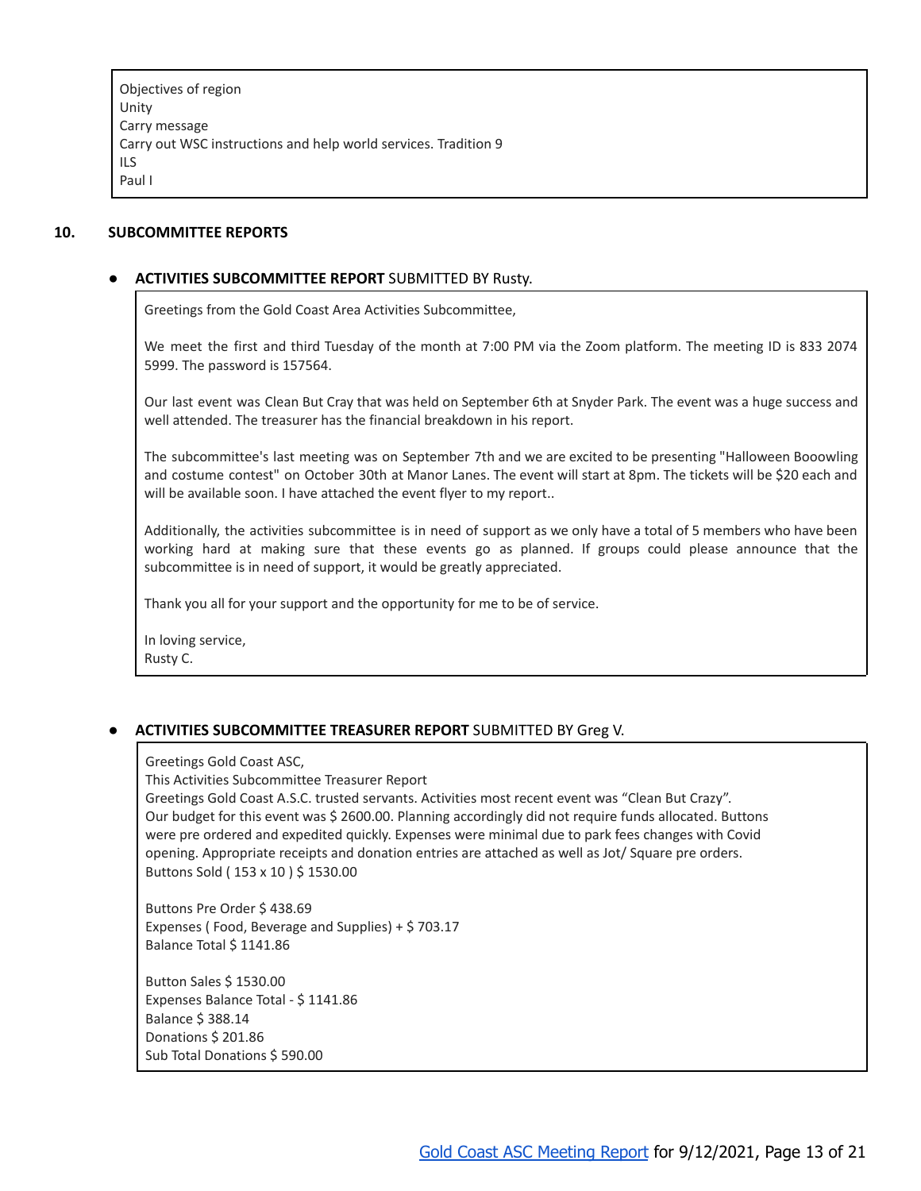Objectives of region
Unity
Carry message
Carry out WSC instructions and help world services. Tradition 9
ILS
Paul I

## 10. SUBCOMMITTEE REPORTS

- **ACTIVITIES SUBCOMMITTEE REPORT** SUBMITTED BY Rusty.

Greetings from the Gold Coast Area Activities Subcommittee,

We meet the first and third Tuesday of the month at 7:00 PM via the Zoom platform. The meeting ID is 833 2074 5999. The password is 157564.

Our last event was Clean But Cray that was held on September 6th at Snyder Park. The event was a huge success and well attended. The treasurer has the financial breakdown in his report.

The subcommittee's last meeting was on September 7th and we are excited to be presenting "Halloween Booowling and costume contest" on October 30th at Manor Lanes. The event will start at 8pm. The tickets will be $20 each and will be available soon. I have attached the event flyer to my report..

Additionally, the activities subcommittee is in need of support as we only have a total of 5 members who have been working hard at making sure that these events go as planned. If groups could please announce that the subcommittee is in need of support, it would be greatly appreciated.

Thank you all for your support and the opportunity for me to be of service.

In loving service,
Rusty C.

- **ACTIVITIES SUBCOMMITTEE TREASURER REPORT** SUBMITTED BY Greg V.

Greetings Gold Coast ASC,
This Activities Subcommittee Treasurer Report
Greetings Gold Coast A.S.C. trusted servants. Activities most recent event was "Clean But Crazy".
Our budget for this event was $ 2600.00. Planning accordingly did not require funds allocated. Buttons were pre ordered and expedited quickly. Expenses were minimal due to park fees changes with Covid opening. Appropriate receipts and donation entries are attached as well as Jot/ Square pre orders.
Buttons Sold ( 153 x 10 ) $ 1530.00

Buttons Pre Order $ 438.69
Expenses ( Food, Beverage and Supplies) + $ 703.17
Balance Total $ 1141.86

Button Sales $ 1530.00
Expenses Balance Total - $ 1141.86
Balance $ 388.14
Donations $ 201.86
Sub Total Donations $ 590.00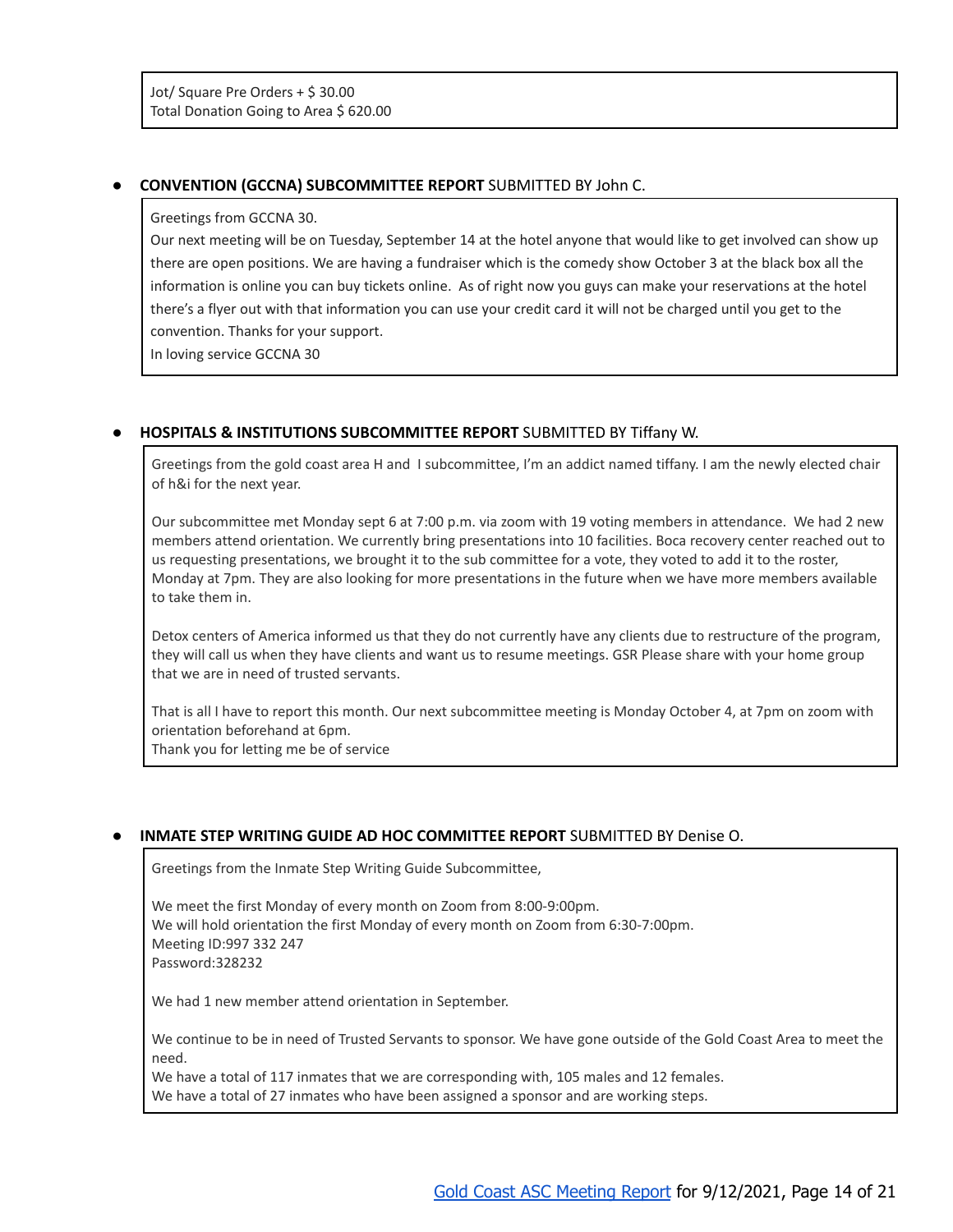Jot/ Square Pre Orders + $ 30.00
Total Donation Going to Area $ 620.00

- **CONVENTION (GCCNA) SUBCOMMITTEE REPORT** SUBMITTED BY John C.

Greetings from GCCNA 30.
Our next meeting will be on Tuesday, September 14 at the hotel anyone that would like to get involved can show up there are open positions. We are having a fundraiser which is the comedy show October 3 at the black box all the information is online you can buy tickets online. As of right now you guys can make your reservations at the hotel there's a flyer out with that information you can use your credit card it will not be charged until you get to the convention. Thanks for your support.
In loving service GCCNA 30

- **HOSPITALS & INSTITUTIONS SUBCOMMITTEE REPORT** SUBMITTED BY Tiffany W.

Greetings from the gold coast area H and I subcommittee, I'm an addict named tiffany. I am the newly elected chair of h&i for the next year.

Our subcommittee met Monday sept 6 at 7:00 p.m. via zoom with 19 voting members in attendance. We had 2 new members attend orientation. We currently bring presentations into 10 facilities. Boca recovery center reached out to us requesting presentations, we brought it to the sub committee for a vote, they voted to add it to the roster, Monday at 7pm. They are also looking for more presentations in the future when we have more members available to take them in.

Detox centers of America informed us that they do not currently have any clients due to restructure of the program, they will call us when they have clients and want us to resume meetings. GSR Please share with your home group that we are in need of trusted servants.

That is all I have to report this month. Our next subcommittee meeting is Monday October 4, at 7pm on zoom with orientation beforehand at 6pm.
Thank you for letting me be of service

- **INMATE STEP WRITING GUIDE AD HOC COMMITTEE REPORT** SUBMITTED BY Denise O.

Greetings from the Inmate Step Writing Guide Subcommittee,

We meet the first Monday of every month on Zoom from 8:00-9:00pm.
We will hold orientation the first Monday of every month on Zoom from 6:30-7:00pm.
Meeting ID:997 332 247
Password:328232

We had 1 new member attend orientation in September.

We continue to be in need of Trusted Servants to sponsor. We have gone outside of the Gold Coast Area to meet the need.
We have a total of 117 inmates that we are corresponding with, 105 males and 12 females.
We have a total of 27 inmates who have been assigned a sponsor and are working steps.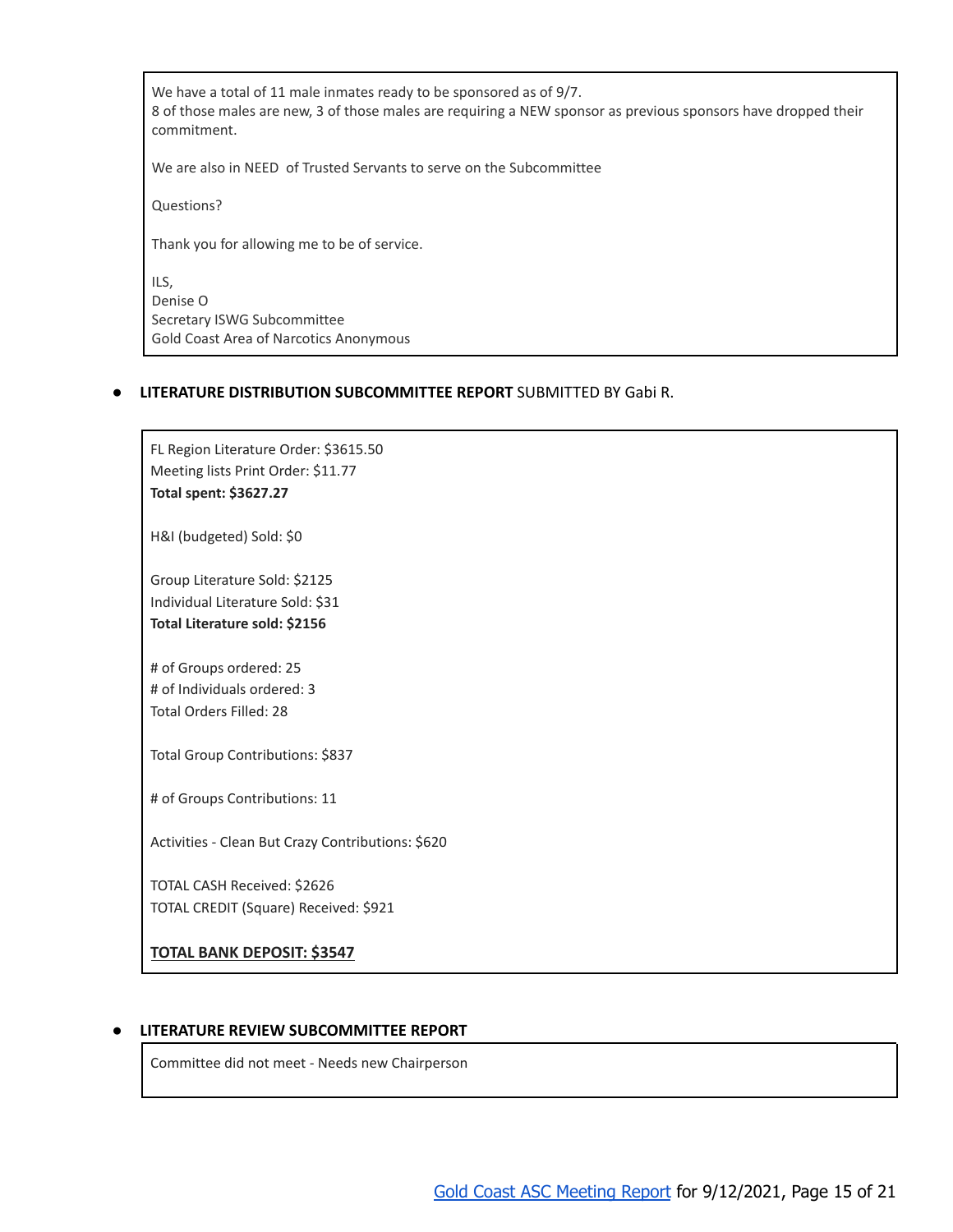We have a total of 11 male inmates ready to be sponsored as of 9/7.
8 of those males are new, 3 of those males are requiring a NEW sponsor as previous sponsors have dropped their commitment.

We are also in NEED of Trusted Servants to serve on the Subcommittee

Questions?

Thank you for allowing me to be of service.

ILS,
Denise O
Secretary ISWG Subcommittee
Gold Coast Area of Narcotics Anonymous

- **LITERATURE DISTRIBUTION SUBCOMMITTEE REPORT** SUBMITTED BY Gabi R.

FL Region Literature Order: $3615.50
Meeting lists Print Order: $11.77
**Total spent: $3627.27**

H&I (budgeted) Sold: $0

Group Literature Sold: $2125
Individual Literature Sold: $31
**Total Literature sold: $2156**

# of Groups ordered: 25
# of Individuals ordered: 3
Total Orders Filled: 28

Total Group Contributions: $837

# of Groups Contributions: 11

Activities - Clean But Crazy Contributions: $620

TOTAL CASH Received: $2626
TOTAL CREDIT (Square) Received: $921

**<u>TOTAL BANK DEPOSIT: $3547</u>**

- **LITERATURE REVIEW SUBCOMMITTEE REPORT**

Committee did not meet - Needs new Chairperson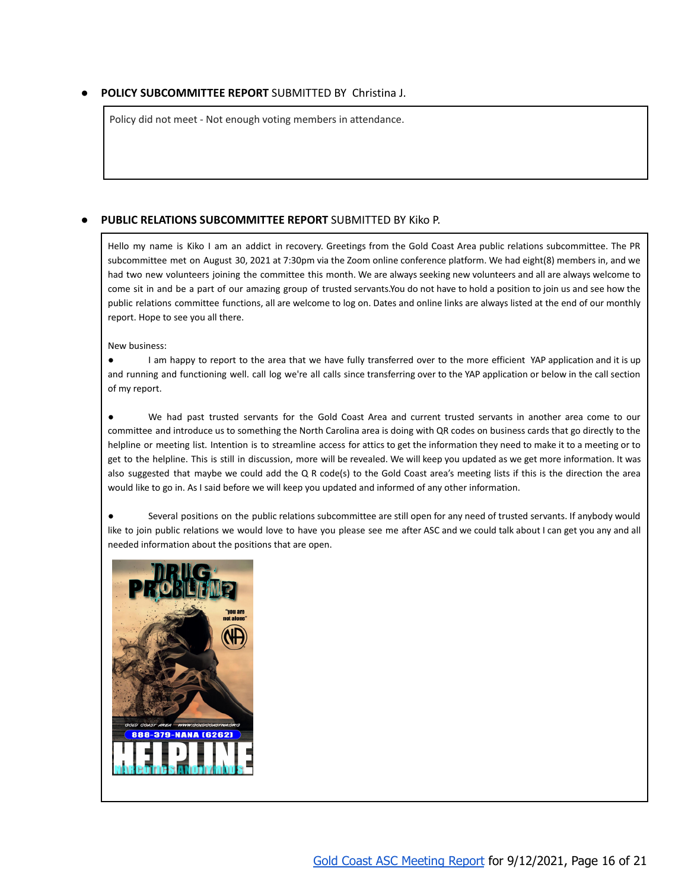- **POLICY SUBCOMMITTEE REPORT** SUBMITTED BY Christina J.

Policy did not meet - Not enough voting members in attendance.

- **PUBLIC RELATIONS SUBCOMMITTEE REPORT** SUBMITTED BY Kiko P.

Hello my name is Kiko I am an addict in recovery. Greetings from the Gold Coast Area public relations subcommittee. The PR subcommittee met on August 30, 2021 at 7:30pm via the Zoom online conference platform. We had eight(8) members in, and we had two new volunteers joining the committee this month. We are always seeking new volunteers and all are always welcome to come sit in and be a part of our amazing group of trusted servants.You do not have to hold a position to join us and see how the public relations committee functions, all are welcome to log on. Dates and online links are always listed at the end of our monthly report. Hope to see you all there.

New business:

- I am happy to report to the area that we have fully transferred over to the more efficient YAP application and it is up and running and functioning well. call log we're all calls since transferring over to the YAP application or below in the call section of my report.

- We had past trusted servants for the Gold Coast Area and current trusted servants in another area come to our committee and introduce us to something the North Carolina area is doing with QR codes on business cards that go directly to the helpline or meeting list. Intention is to streamline access for attics to get the information they need to make it to a meeting or to get to the helpline. This is still in discussion, more will be revealed. We will keep you updated as we get more information. It was also suggested that maybe we could add the Q R code(s) to the Gold Coast area's meeting lists if this is the direction the area would like to go in. As I said before we will keep you updated and informed of any other information.

- Several positions on the public relations subcommittee are still open for any need of trusted servants. If anybody would like to join public relations we would love to have you please see me after ASC and we could talk about I can get you any and all needed information about the positions that are open.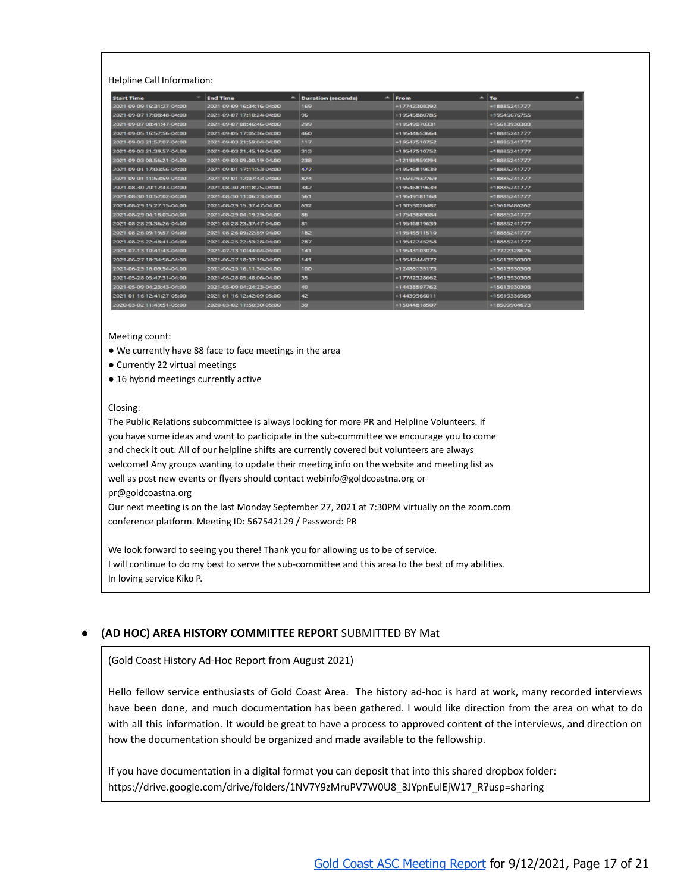Helpline Call Information:

| Start Time | End Time | Duration (seconds) | From | To |
|---|---|---|---|---|
| 2021-09-09 16:31:27-04:00 | 2021-09-09 16:34:16-04:00 | 169 | +17742308392 | +18885241777 |
| 2021-09-07 17:08:48-04:00 | 2021-09-07 17:10:24-04:00 | 96 | +19545880785 | +19549676755 |
| 2021-09-07 08:41:47-04:00 | 2021-09-07 08:46:46-04:00 | 299 | +19549070331 | +15613930303 |
| 2021-09-05 16:57:56-04:00 | 2021-09-05 17:05:36-04:00 | 460 | +19544653664 | +18885241777 |
| 2021-09-03 21:57:07-04:00 | 2021-09-03 21:59:04-04:00 | 117 | +19547510752 | +18885241777 |
| 2021-09-03 21:39:57-04:00 | 2021-09-03 21:45:10-04:00 | 313 | +19547510752 | +18885241777 |
| 2021-09-03 08:56:21-04:00 | 2021-09-03 09:00:19-04:00 | 238 | +12198959394 | +18885241777 |
| 2021-09-01 17:03:56-04:00 | 2021-09-01 17:11:53-04:00 | 477 | +19546819639 | +18885241777 |
| 2021-09-01 11:53:59-04:00 | 2021-09-01 12:07:43-04:00 | 824 | +15592932769 | +18885241777 |
| 2021-08-30 20:12:43-04:00 | 2021-08-30 20:18:25-04:00 | 342 | +19546819639 | +18885241777 |
| 2021-08-30 10:57:02-04:00 | 2021-08-30 11:06:23-04:00 | 561 | +19549181168 | +18885241777 |
| 2021-08-29 15:27:15-04:00 | 2021-08-29 15:37:47-04:00 | 632 | +13053028482 | +15618486262 |
| 2021-08-29 04:18:03-04:00 | 2021-08-29 04:19:29-04:00 | 86 | +17543689084 | +18885241777 |
| 2021-08-28 23:36:26-04:00 | 2021-08-28 23:37:47-04:00 | 81 | +19546819639 | +18885241777 |
| 2021-08-26 09:19:57-04:00 | 2021-08-26 09:22:59-04:00 | 182 | +19545911510 | +18885241777 |
| 2021-08-25 22:48:41-04:00 | 2021-08-25 22:53:28-04:00 | 287 | +19542745258 | +18885241777 |
| 2021-07-13 10:41:43-04:00 | 2021-07-13 10:44:04-04:00 | 141 | +19543103076 | +17722328676 |
| 2021-06-27 18:34:58-04:00 | 2021-06-27 18:37:19-04:00 | 141 | +19547444372 | +15613930303 |
| 2021-06-25 16:09:54-04:00 | 2021-06-25 16:11:34-04:00 | 100 | +12486135173 | +15613930303 |
| 2021-05-28 05:47:31-04:00 | 2021-05-28 05:48:06-04:00 | 35 | +17742328662 | +15613930303 |
| 2021-05-09 04:23:43-04:00 | 2021-05-09 04:24:23-04:00 | 40 | +14438597762 | +15613930303 |
| 2021-01-16 12:41:27-05:00 | 2021-01-16 12:42:09-05:00 | 42 | +14439966011 | +15619336969 |
| 2020-03-02 11:49:51-05:00 | 2020-03-02 11:50:30-05:00 | 39 | +15044818507 | +18509904673 |

Meeting count:

- We currently have 88 face to face meetings in the area
- Currently 22 virtual meetings
- 16 hybrid meetings currently active

Closing:
The Public Relations subcommittee is always looking for more PR and Helpline Volunteers. If you have some ideas and want to participate in the sub-committee we encourage you to come and check it out. All of our helpline shifts are currently covered but volunteers are always welcome! Any groups wanting to update their meeting info on the website and meeting list as well as post new events or flyers should contact webinfo@goldcoastna.org or pr@goldcoastna.org
Our next meeting is on the last Monday September 27, 2021 at 7:30PM virtually on the zoom.com conference platform. Meeting ID: 567542129 / Password: PR

We look forward to seeing you there! Thank you for allowing us to be of service.
I will continue to do my best to serve the sub-committee and this area to the best of my abilities.
In loving service Kiko P.

- **(AD HOC) AREA HISTORY COMMITTEE REPORT** SUBMITTED BY Mat

(Gold Coast History Ad-Hoc Report from August 2021)

Hello fellow service enthusiasts of Gold Coast Area. The history ad-hoc is hard at work, many recorded interviews have been done, and much documentation has been gathered. I would like direction from the area on what to do with all this information. It would be great to have a process to approved content of the interviews, and direction on how the documentation should be organized and made available to the fellowship.

If you have documentation in a digital format you can deposit that into this shared dropbox folder:
https://drive.google.com/drive/folders/1NV7Y9zMruPV7W0U8_3JYpnEulEjW17_R?usp=sharing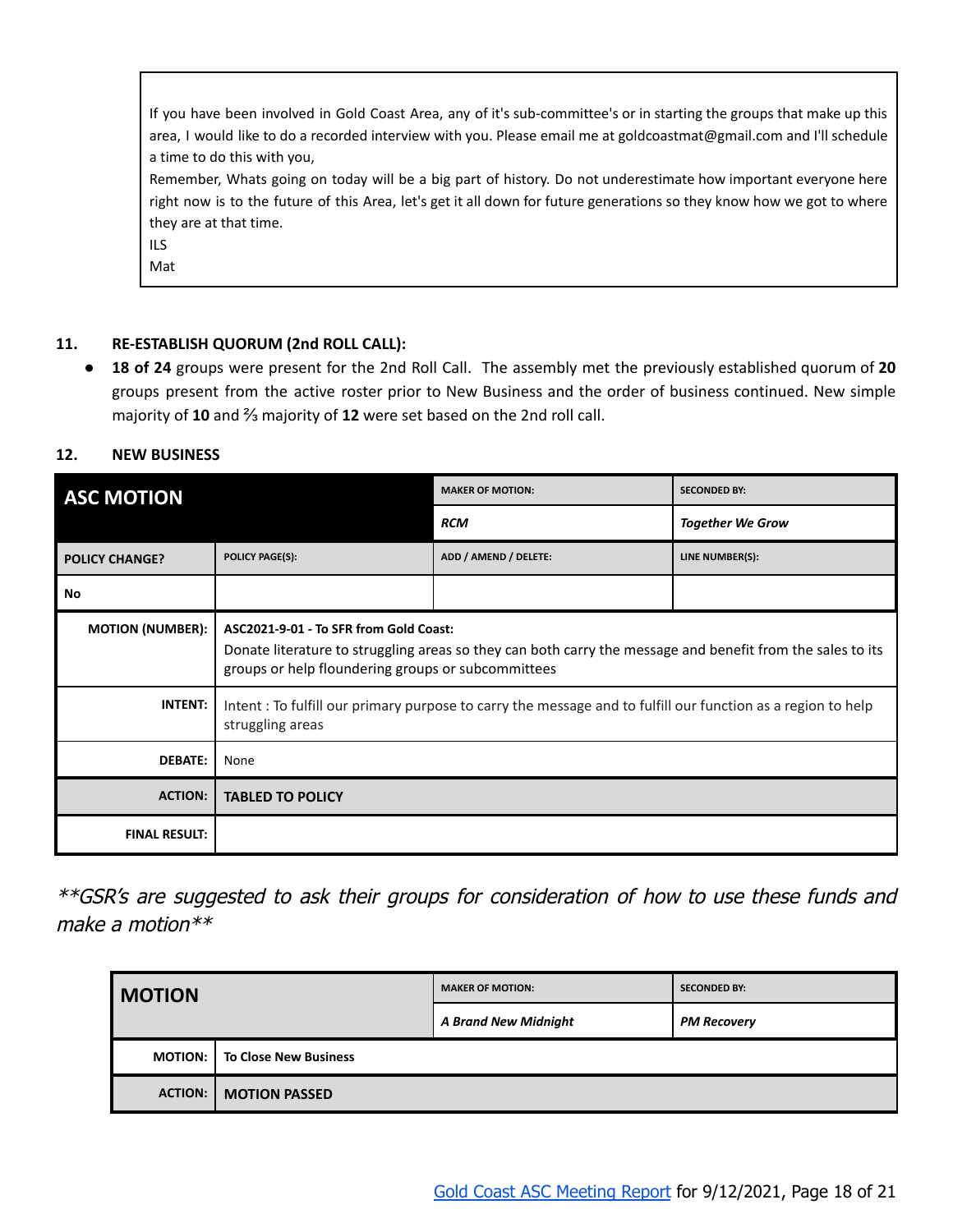If you have been involved in Gold Coast Area, any of it's sub-committee's or in starting the groups that make up this area, I would like to do a recorded interview with you. Please email me at goldcoastmat@gmail.com and I'll schedule a time to do this with you,

Remember, Whats going on today will be a big part of history. Do not underestimate how important everyone here right now is to the future of this Area, let's get it all down for future generations so they know how we got to where they are at that time.

ILS

Mat

#### 11. RE-ESTABLISH QUORUM (2nd ROLL CALL):

- **18 of 24** groups were present for the 2nd Roll Call. The assembly met the previously established quorum of **20** groups present from the active roster prior to New Business and the order of business continued. New simple majority of **10** and ⅔ majority of **12** were set based on the 2nd roll call.

#### 12. NEW BUSINESS

| **ASC MOTION** | | **MAKER OF MOTION:** | **SECONDED BY:** |
|---|---|---|---|
| | | ***RCM*** | ***Together We Grow*** |
| **POLICY CHANGE?** | **POLICY PAGE(S):** | **ADD / AMEND / DELETE:** | **LINE NUMBER(S):** |
| **No** | | | |
| **MOTION (NUMBER):** | **ASC2021-9-01 - To SFR from Gold Coast:** Donate literature to struggling areas so they can both carry the message and benefit from the sales to its groups or help floundering groups or subcommittees | | |
| **INTENT:** | Intent : To fulfill our primary purpose to carry the message and to fulfill our function as a region to help struggling areas | | |
| **DEBATE:** | None | | |
| **ACTION:** | **TABLED TO POLICY** | | |
| **FINAL RESULT:** | | | |

*\*\*GSR's are suggested to ask their groups for consideration of how to use these funds and make a motion\*\**

| **MOTION** | | **MAKER OF MOTION:** | **SECONDED BY:** |
|---|---|---|---|
| | | ***A Brand New Midnight*** | ***PM Recovery*** |
| **MOTION:** | **To Close New Business** | | |
| **ACTION:** | **MOTION PASSED** | | |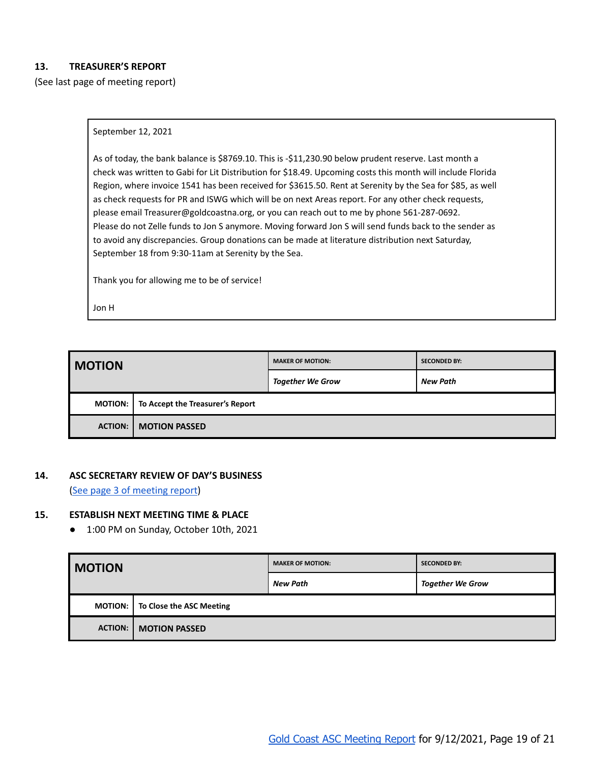### 13. TREASURER'S REPORT

(See last page of meeting report)

> September 12, 2021
>
> As of today, the bank balance is $8769.10. This is -$11,230.90 below prudent reserve. Last month a check was written to Gabi for Lit Distribution for $18.49. Upcoming costs this month will include Florida Region, where invoice 1541 has been received for $3615.50. Rent at Serenity by the Sea for $85, as well as check requests for PR and ISWG which will be on next Areas report. For any other check requests, please email Treasurer@goldcoastna.org, or you can reach out to me by phone 561-287-0692. Please do not Zelle funds to Jon S anymore. Moving forward Jon S will send funds back to the sender as to avoid any discrepancies. Group donations can be made at literature distribution next Saturday, September 18 from 9:30-11am at Serenity by the Sea.
>
> Thank you for allowing me to be of service!
>
> Jon H

| **MOTION** | | **MAKER OF MOTION:** | **SECONDED BY:** |
|---|---|---|---|
| | | ***Together We Grow*** | ***New Path*** |
| **MOTION:** | **To Accept the Treasurer's Report** | | |
| **ACTION:** | **MOTION PASSED** | | |

### 14. ASC SECRETARY REVIEW OF DAY'S BUSINESS

(See page 3 of meeting report)

### 15. ESTABLISH NEXT MEETING TIME & PLACE

- 1:00 PM on Sunday, October 10th, 2021

| **MOTION** | | **MAKER OF MOTION:** | **SECONDED BY:** |
|---|---|---|---|
| | | ***New Path*** | ***Together We Grow*** |
| **MOTION:** | **To Close the ASC Meeting** | | |
| **ACTION:** | **MOTION PASSED** | | |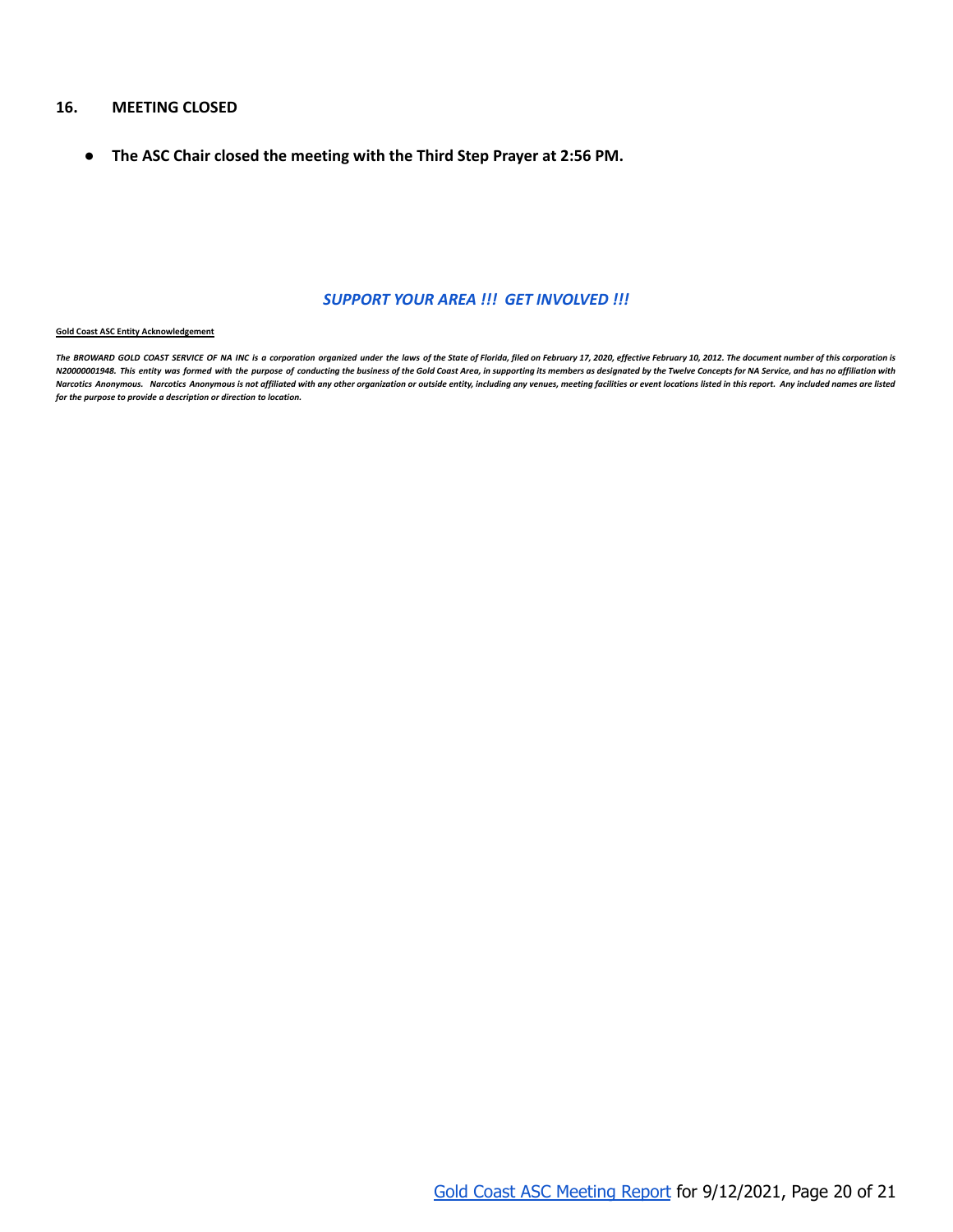## 16. MEETING CLOSED

- **The ASC Chair closed the meeting with the Third Step Prayer at 2:56 PM.**

***SUPPORT YOUR AREA !!! GET INVOLVED !!!***

**Gold Coast ASC Entity Acknowledgement**

***The BROWARD GOLD COAST SERVICE OF NA INC is a corporation organized under the laws of the State of Florida, filed on February 17, 2020, effective February 10, 2012. The document number of this corporation is N20000001948. This entity was formed with the purpose of conducting the business of the Gold Coast Area, in supporting its members as designated by the Twelve Concepts for NA Service, and has no affiliation with Narcotics Anonymous. Narcotics Anonymous is not affiliated with any other organization or outside entity, including any venues, meeting facilities or event locations listed in this report. Any included names are listed for the purpose to provide a description or direction to location.***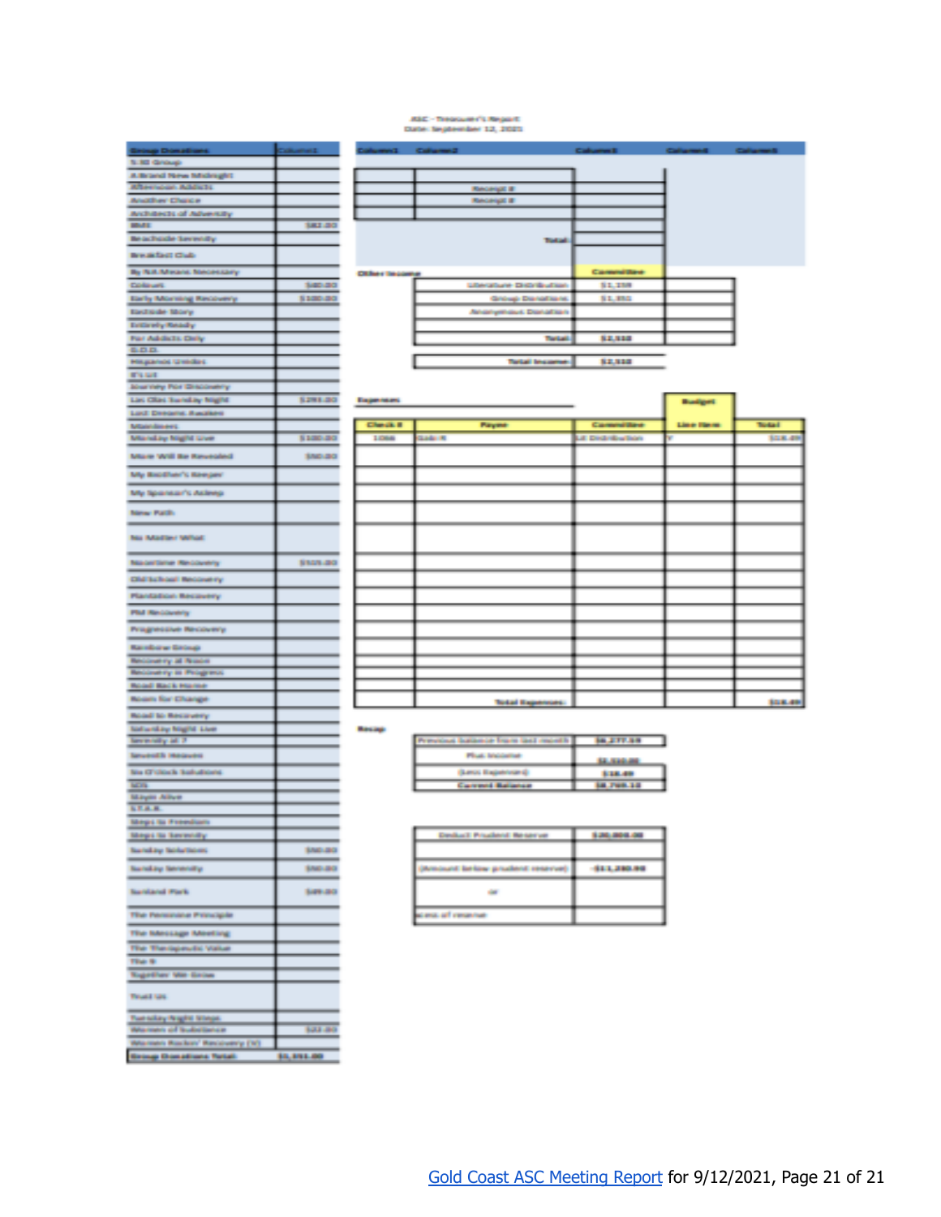ASC - Treasurer's Report
Date: September 12, 2021

| Group Donations | Column1 |
|---|---|
| 5:30 Group | |
| A Brand New Midnight | |
| Afternoon Addicts | |
| Another Choice | |
| Architects of Adversity | |
| BMB | $82.00 |
| Beachside Serenity | |
| Breakfast Club | |
| By All Means Necessary | |
| Coexist | $80.00 |
| Early Morning Recovery | $180.00 |
| Eastside Story | |
| Entirely Ready | |
| For Addicts Only | |
| G.O.D. | |
| Hispanos Unidos | |
| It's Us | |
| Journey For Discovery | |
| Las Olas Sunday Night | $293.00 |
| Lost Dreams Awaken | |
| Mandmen | |
| Monday Night Live | $100.00 |
| More Will Be Revealed | $90.00 |
| My Brother's Keeper | |
| My Sponsor's Asleep | |
| New Path | |
| No Matter What | |
| Noontime Recovery | $505.00 |
| Old School Recovery | |
| Plantation Recovery | |
| PM Recovery | |
| Progressive Recovery | |
| Rainbow Group | |
| Recovery at Noon | |
| Recovery in Progress | |
| Road Back Home | |
| Room for Change | |
| Road to Recovery | |
| Saturday Night Live | |
| Serenity at 7 | |
| Seventh Heaven | |
| Six O'Clock Solutions | |
| SOS | |
| Stayin Alive | |
| S.T.A.R. | |
| Steps to Freedom | |
| Steps to Serenity | |
| Sunday Solutions | $90.00 |
| Sunday Serenity | $90.00 |
| Sunland Park | $49.00 |
| The Feminine Principle | |
| The Message Meeting | |
| The Therapeutic Value | |
| The 9 | |
| Together We Grow | |
| Trust Us | |
| Tuesday Night Steps | |
| Women of Substance | $22.00 |
| Women Rockin' Recovery (W) | |
| Group Donations Total: | $1,351.00 |

| Column1 | Column2 | Column3 | Column4 | Column5 |
|---|---|---|---|---|
| | | | | |
| | Receipt # | | | |
| | Receipt # | | | |
| | | | | |
| | Total: | | | |

Other Income

| | Committee | |
|---|---|---|
| Literature Distribution | $1,159 | |
| Group Donations | $1,351 | |
| Anonymous Donation | | |
| | | |
| Total: | $2,510 | |
| Total Income: | $2,510 | |

Expenses

| Check # | Payee | Committee | Budget Line Item | Total |
|---|---|---|---|---|
| 1066 | Gabriel | Lit Distribution | Y | $18.49 |
| | | | | |
| | Total Expenses: | | | $18.49 |

Recap

| | |
|---|---|
| Previous balance from last month | $6,277.59 |
| Plus Income | $2,510.00 |
| (Less Expenses) | $18.49 |
| Current Balance | $8,769.10 |

| | |
|---|---|
| Deduct Prudent Reserve | $20,000.00 |
| | |
| (Amount below prudent reserve) | -$11,230.90 |
| or | |
| Excess of reserve | |